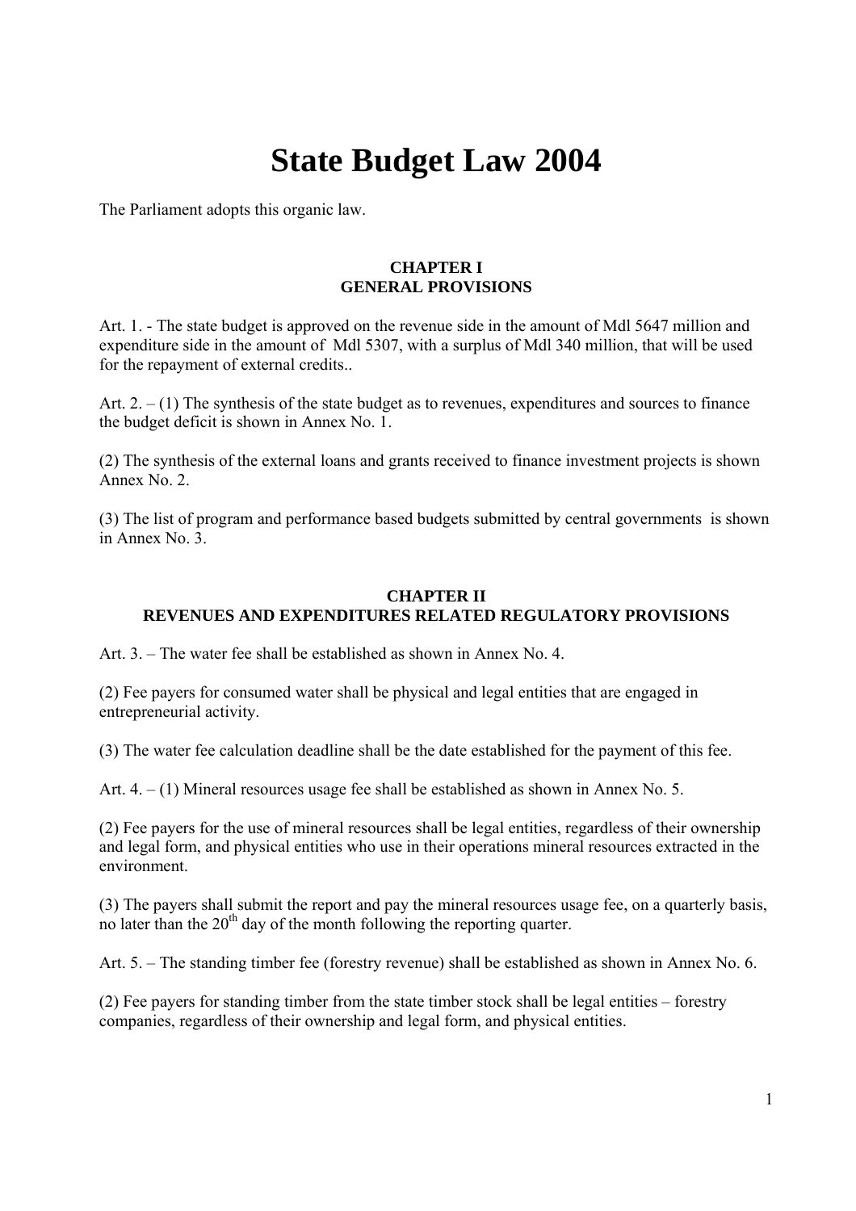# State Budget Law 2004

The Parliament adopts this organic law.

## CHAPTER I
## GENERAL PROVISIONS

Art. 1. - The state budget is approved on the revenue side in the amount of Mdl 5647 million and expenditure side in the amount of Mdl 5307, with a surplus of Mdl 340 million, that will be used for the repayment of external credits..

Art. 2. – (1) The synthesis of the state budget as to revenues, expenditures and sources to finance the budget deficit is shown in Annex No. 1.

(2) The synthesis of the external loans and grants received to finance investment projects is shown Annex No. 2.

(3) The list of program and performance based budgets submitted by central governments is shown in Annex No. 3.

## CHAPTER II
## REVENUES AND EXPENDITURES RELATED REGULATORY PROVISIONS

Art. 3. – The water fee shall be established as shown in Annex No. 4.

(2) Fee payers for consumed water shall be physical and legal entities that are engaged in entrepreneurial activity.

(3) The water fee calculation deadline shall be the date established for the payment of this fee.

Art. 4. – (1) Mineral resources usage fee shall be established as shown in Annex No. 5.

(2) Fee payers for the use of mineral resources shall be legal entities, regardless of their ownership and legal form, and physical entities who use in their operations mineral resources extracted in the environment.

(3) The payers shall submit the report and pay the mineral resources usage fee, on a quarterly basis, no later than the 20th day of the month following the reporting quarter.

Art. 5. – The standing timber fee (forestry revenue) shall be established as shown in Annex No. 6.

(2) Fee payers for standing timber from the state timber stock shall be legal entities – forestry companies, regardless of their ownership and legal form, and physical entities.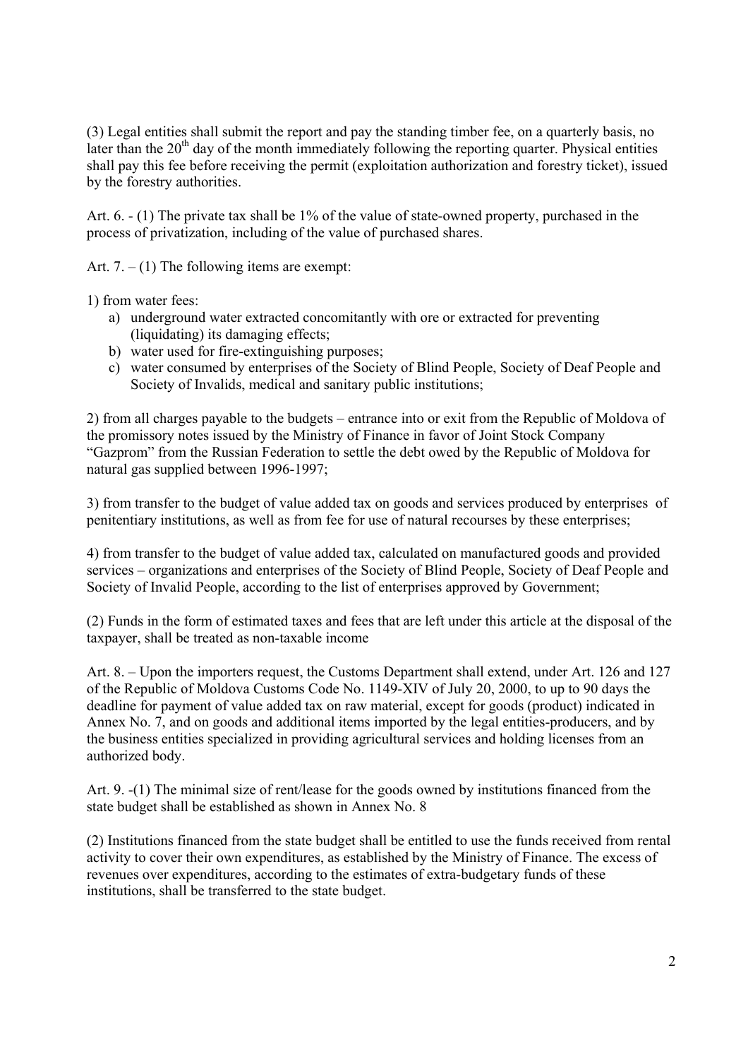(3) Legal entities shall submit the report and pay the standing timber fee, on a quarterly basis, no later than the 20[th] day of the month immediately following the reporting quarter. Physical entities shall pay this fee before receiving the permit (exploitation authorization and forestry ticket), issued by the forestry authorities.

Art. 6. - (1) The private tax shall be 1% of the value of state-owned property, purchased in the process of privatization, including of the value of purchased shares.

Art. 7. – (1) The following items are exempt:

1) from water fees:
   a) underground water extracted concomitantly with ore or extracted for preventing (liquidating) its damaging effects;
   b) water used for fire-extinguishing purposes;
   c) water consumed by enterprises of the Society of Blind People, Society of Deaf People and Society of Invalids, medical and sanitary public institutions;

2) from all charges payable to the budgets – entrance into or exit from the Republic of Moldova of the promissory notes issued by the Ministry of Finance in favor of Joint Stock Company "Gazprom" from the Russian Federation to settle the debt owed by the Republic of Moldova for natural gas supplied between 1996-1997;

3) from transfer to the budget of value added tax on goods and services produced by enterprises of penitentiary institutions, as well as from fee for use of natural recourses by these enterprises;

4) from transfer to the budget of value added tax, calculated on manufactured goods and provided services – organizations and enterprises of the Society of Blind People, Society of Deaf People and Society of Invalid People, according to the list of enterprises approved by Government;

(2) Funds in the form of estimated taxes and fees that are left under this article at the disposal of the taxpayer, shall be treated as non-taxable income

Art. 8. – Upon the importers request, the Customs Department shall extend, under Art. 126 and 127 of the Republic of Moldova Customs Code No. 1149-XIV of July 20, 2000, to up to 90 days the deadline for payment of value added tax on raw material, except for goods (product) indicated in Annex No. 7, and on goods and additional items imported by the legal entities-producers, and by the business entities specialized in providing agricultural services and holding licenses from an authorized body.

Art. 9. -(1) The minimal size of rent/lease for the goods owned by institutions financed from the state budget shall be established as shown in Annex No. 8

(2) Institutions financed from the state budget shall be entitled to use the funds received from rental activity to cover their own expenditures, as established by the Ministry of Finance. The excess of revenues over expenditures, according to the estimates of extra-budgetary funds of these institutions, shall be transferred to the state budget.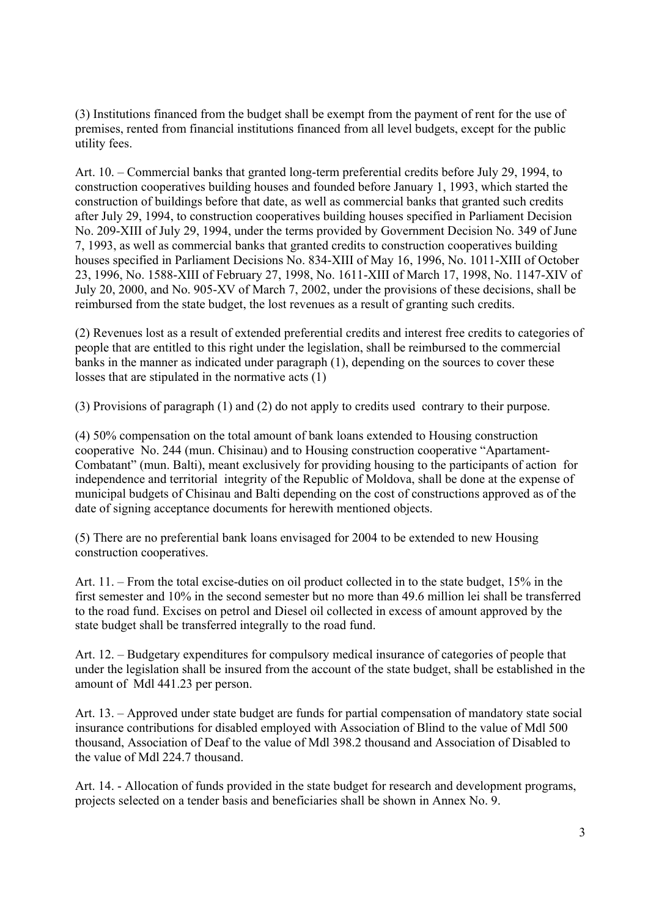(3) Institutions financed from the budget shall be exempt from the payment of rent for the use of premises, rented from financial institutions financed from all level budgets, except for the public utility fees.

Art. 10. – Commercial banks that granted long-term preferential credits before July 29, 1994, to construction cooperatives building houses and founded before January 1, 1993, which started the construction of buildings before that date, as well as commercial banks that granted such credits after July 29, 1994, to construction cooperatives building houses specified in Parliament Decision No. 209-XIII of July 29, 1994, under the terms provided by Government Decision No. 349 of June 7, 1993, as well as commercial banks that granted credits to construction cooperatives building houses specified in Parliament Decisions No. 834-XIII of May 16, 1996, No. 1011-XIII of October 23, 1996, No. 1588-XIII of February 27, 1998, No. 1611-XIII of March 17, 1998, No. 1147-XIV of July 20, 2000, and No. 905-XV of March 7, 2002, under the provisions of these decisions, shall be reimbursed from the state budget, the lost revenues as a result of granting such credits.

(2) Revenues lost as a result of extended preferential credits and interest free credits to categories of people that are entitled to this right under the legislation, shall be reimbursed to the commercial banks in the manner as indicated under paragraph (1), depending on the sources to cover these losses that are stipulated in the normative acts (1)

(3) Provisions of paragraph (1) and (2) do not apply to credits used contrary to their purpose.

(4) 50% compensation on the total amount of bank loans extended to Housing construction cooperative No. 244 (mun. Chisinau) and to Housing construction cooperative "Apartament-Combatant" (mun. Balti), meant exclusively for providing housing to the participants of action for independence and territorial integrity of the Republic of Moldova, shall be done at the expense of municipal budgets of Chisinau and Balti depending on the cost of constructions approved as of the date of signing acceptance documents for herewith mentioned objects.

(5) There are no preferential bank loans envisaged for 2004 to be extended to new Housing construction cooperatives.

Art. 11. – From the total excise-duties on oil product collected in to the state budget, 15% in the first semester and 10% in the second semester but no more than 49.6 million lei shall be transferred to the road fund. Excises on petrol and Diesel oil collected in excess of amount approved by the state budget shall be transferred integrally to the road fund.

Art. 12. – Budgetary expenditures for compulsory medical insurance of categories of people that under the legislation shall be insured from the account of the state budget, shall be established in the amount of Mdl 441.23 per person.

Art. 13. – Approved under state budget are funds for partial compensation of mandatory state social insurance contributions for disabled employed with Association of Blind to the value of Mdl 500 thousand, Association of Deaf to the value of Mdl 398.2 thousand and Association of Disabled to the value of Mdl 224.7 thousand.

Art. 14. - Allocation of funds provided in the state budget for research and development programs, projects selected on a tender basis and beneficiaries shall be shown in Annex No. 9.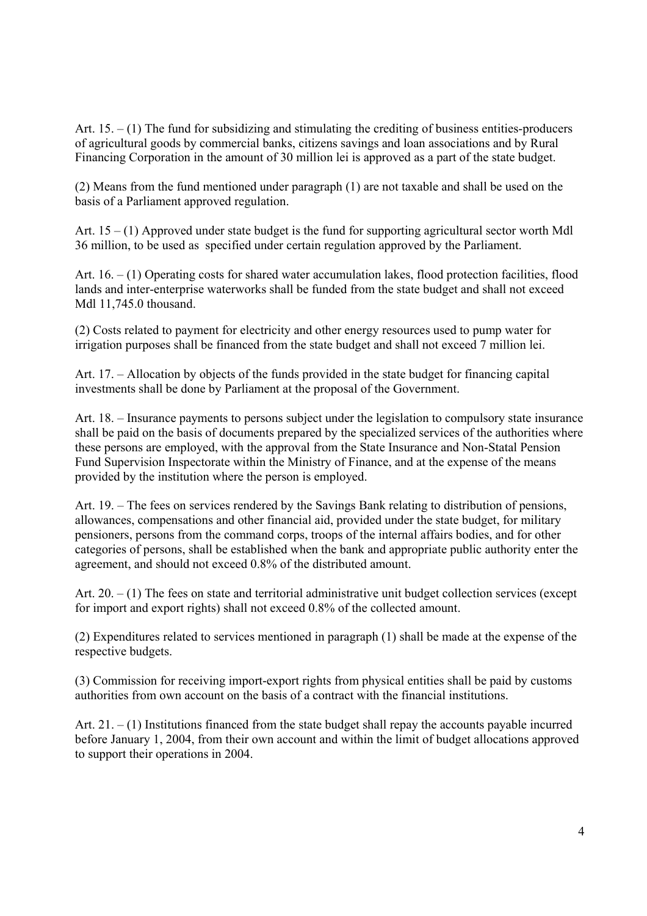Art. 15. – (1) The fund for subsidizing and stimulating the crediting of business entities-producers of agricultural goods by commercial banks, citizens savings and loan associations and by Rural Financing Corporation in the amount of 30 million lei is approved as a part of the state budget.

(2) Means from the fund mentioned under paragraph (1) are not taxable and shall be used on the basis of a Parliament approved regulation.

Art. 15 – (1) Approved under state budget is the fund for supporting agricultural sector worth Mdl 36 million, to be used as specified under certain regulation approved by the Parliament.

Art. 16. – (1) Operating costs for shared water accumulation lakes, flood protection facilities, flood lands and inter-enterprise waterworks shall be funded from the state budget and shall not exceed Mdl 11,745.0 thousand.

(2) Costs related to payment for electricity and other energy resources used to pump water for irrigation purposes shall be financed from the state budget and shall not exceed 7 million lei.

Art. 17. – Allocation by objects of the funds provided in the state budget for financing capital investments shall be done by Parliament at the proposal of the Government.

Art. 18. – Insurance payments to persons subject under the legislation to compulsory state insurance shall be paid on the basis of documents prepared by the specialized services of the authorities where these persons are employed, with the approval from the State Insurance and Non-Statal Pension Fund Supervision Inspectorate within the Ministry of Finance, and at the expense of the means provided by the institution where the person is employed.

Art. 19. – The fees on services rendered by the Savings Bank relating to distribution of pensions, allowances, compensations and other financial aid, provided under the state budget, for military pensioners, persons from the command corps, troops of the internal affairs bodies, and for other categories of persons, shall be established when the bank and appropriate public authority enter the agreement, and should not exceed 0.8% of the distributed amount.

Art. 20. – (1) The fees on state and territorial administrative unit budget collection services (except for import and export rights) shall not exceed 0.8% of the collected amount.

(2) Expenditures related to services mentioned in paragraph (1) shall be made at the expense of the respective budgets.

(3) Commission for receiving import-export rights from physical entities shall be paid by customs authorities from own account on the basis of a contract with the financial institutions.

Art. 21. – (1) Institutions financed from the state budget shall repay the accounts payable incurred before January 1, 2004, from their own account and within the limit of budget allocations approved to support their operations in 2004.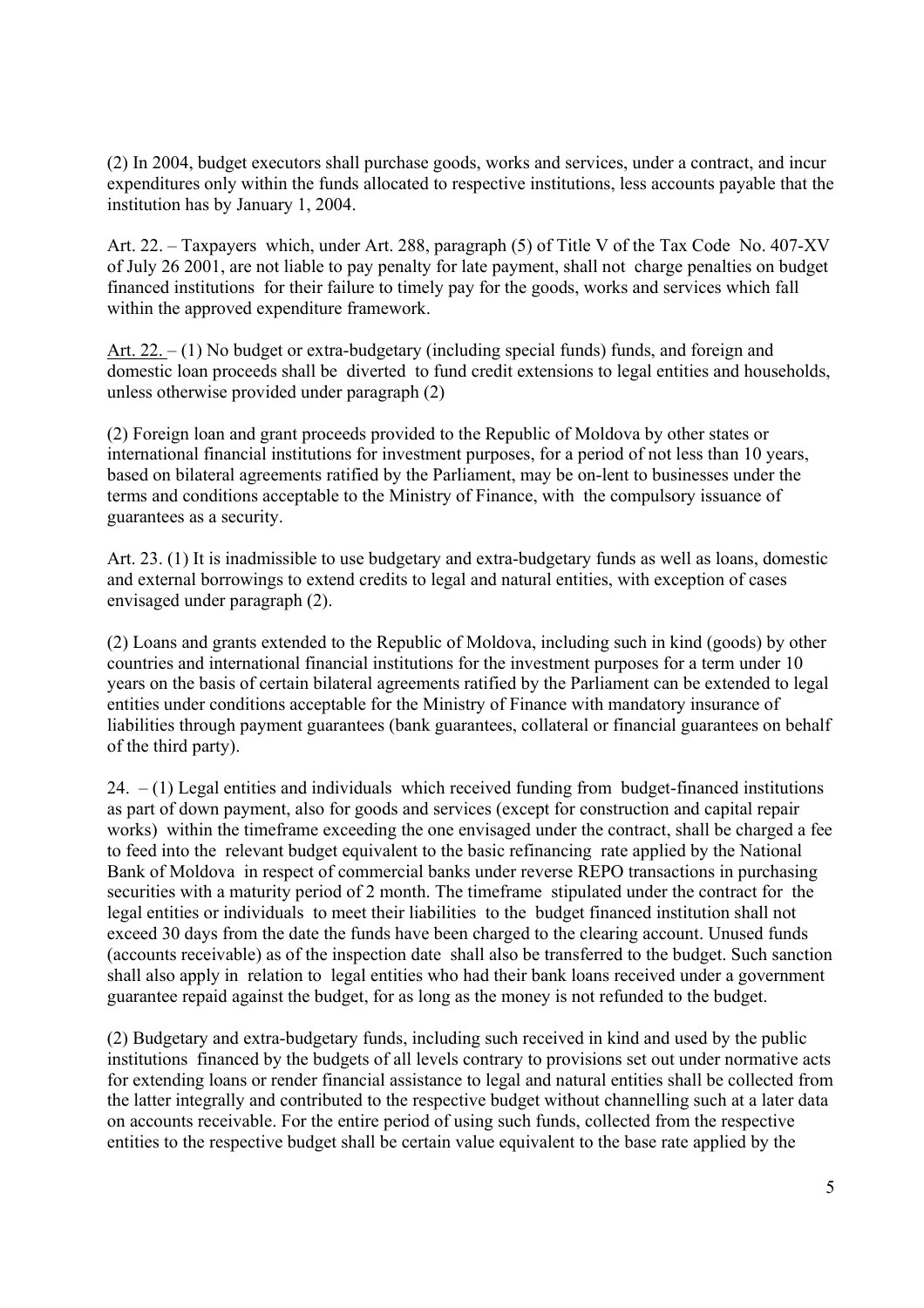(2) In 2004, budget executors shall purchase goods, works and services, under a contract, and incur expenditures only within the funds allocated to respective institutions, less accounts payable that the institution has by January 1, 2004.

Art. 22. – Taxpayers which, under Art. 288, paragraph (5) of Title V of the Tax Code No. 407-XV of July 26 2001, are not liable to pay penalty for late payment, shall not charge penalties on budget financed institutions for their failure to timely pay for the goods, works and services which fall within the approved expenditure framework.

Art. 22. – (1) No budget or extra-budgetary (including special funds) funds, and foreign and domestic loan proceeds shall be diverted to fund credit extensions to legal entities and households, unless otherwise provided under paragraph (2)

(2) Foreign loan and grant proceeds provided to the Republic of Moldova by other states or international financial institutions for investment purposes, for a period of not less than 10 years, based on bilateral agreements ratified by the Parliament, may be on-lent to businesses under the terms and conditions acceptable to the Ministry of Finance, with the compulsory issuance of guarantees as a security.

Art. 23. (1) It is inadmissible to use budgetary and extra-budgetary funds as well as loans, domestic and external borrowings to extend credits to legal and natural entities, with exception of cases envisaged under paragraph (2).

(2) Loans and grants extended to the Republic of Moldova, including such in kind (goods) by other countries and international financial institutions for the investment purposes for a term under 10 years on the basis of certain bilateral agreements ratified by the Parliament can be extended to legal entities under conditions acceptable for the Ministry of Finance with mandatory insurance of liabilities through payment guarantees (bank guarantees, collateral or financial guarantees on behalf of the third party).

24. – (1) Legal entities and individuals which received funding from budget-financed institutions as part of down payment, also for goods and services (except for construction and capital repair works) within the timeframe exceeding the one envisaged under the contract, shall be charged a fee to feed into the relevant budget equivalent to the basic refinancing rate applied by the National Bank of Moldova in respect of commercial banks under reverse REPO transactions in purchasing securities with a maturity period of 2 month. The timeframe stipulated under the contract for the legal entities or individuals to meet their liabilities to the budget financed institution shall not exceed 30 days from the date the funds have been charged to the clearing account. Unused funds (accounts receivable) as of the inspection date shall also be transferred to the budget. Such sanction shall also apply in relation to legal entities who had their bank loans received under a government guarantee repaid against the budget, for as long as the money is not refunded to the budget.

(2) Budgetary and extra-budgetary funds, including such received in kind and used by the public institutions financed by the budgets of all levels contrary to provisions set out under normative acts for extending loans or render financial assistance to legal and natural entities shall be collected from the latter integrally and contributed to the respective budget without channelling such at a later data on accounts receivable. For the entire period of using such funds, collected from the respective entities to the respective budget shall be certain value equivalent to the base rate applied by the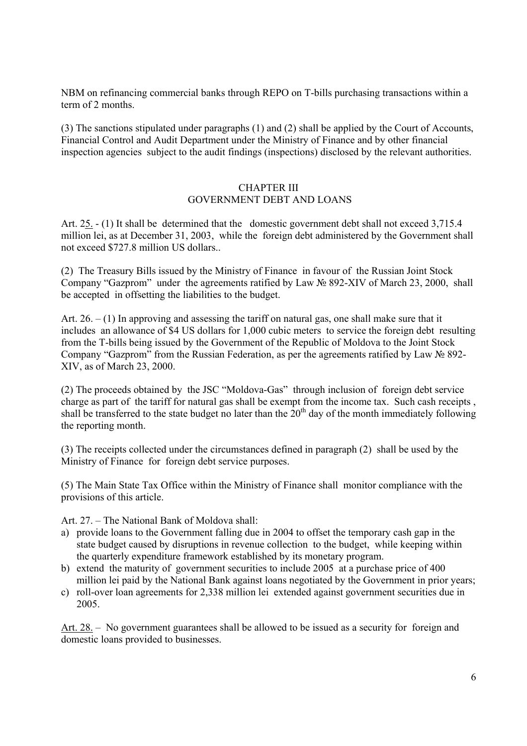NBM on refinancing commercial banks through REPO on T-bills purchasing transactions within a term of 2 months.

(3) The sanctions stipulated under paragraphs (1) and (2) shall be applied by the Court of Accounts, Financial Control and Audit Department under the Ministry of Finance and by other financial inspection agencies subject to the audit findings (inspections) disclosed by the relevant authorities.

## CHAPTER III
## GOVERNMENT DEBT AND LOANS

Art. 25. - (1) It shall be determined that the domestic government debt shall not exceed 3,715.4 million lei, as at December 31, 2003, while the foreign debt administered by the Government shall not exceed $727.8 million US dollars..

(2) The Treasury Bills issued by the Ministry of Finance in favour of the Russian Joint Stock Company "Gazprom" under the agreements ratified by Law № 892-XIV of March 23, 2000, shall be accepted in offsetting the liabilities to the budget.

Art. 26. – (1) In approving and assessing the tariff on natural gas, one shall make sure that it includes an allowance of $4 US dollars for 1,000 cubic meters to service the foreign debt resulting from the T-bills being issued by the Government of the Republic of Moldova to the Joint Stock Company "Gazprom" from the Russian Federation, as per the agreements ratified by Law № 892-XIV, as of March 23, 2000.

(2) The proceeds obtained by the JSC "Moldova-Gas" through inclusion of foreign debt service charge as part of the tariff for natural gas shall be exempt from the income tax. Such cash receipts , shall be transferred to the state budget no later than the 20th day of the month immediately following the reporting month.

(3) The receipts collected under the circumstances defined in paragraph (2) shall be used by the Ministry of Finance for foreign debt service purposes.

(5) The Main State Tax Office within the Ministry of Finance shall monitor compliance with the provisions of this article.

Art. 27. – The National Bank of Moldova shall:

a) provide loans to the Government falling due in 2004 to offset the temporary cash gap in the state budget caused by disruptions in revenue collection to the budget, while keeping within the quarterly expenditure framework established by its monetary program.
b) extend the maturity of government securities to include 2005 at a purchase price of 400 million lei paid by the National Bank against loans negotiated by the Government in prior years;
c) roll-over loan agreements for 2,338 million lei extended against government securities due in 2005.

Art. 28. – No government guarantees shall be allowed to be issued as a security for foreign and domestic loans provided to businesses.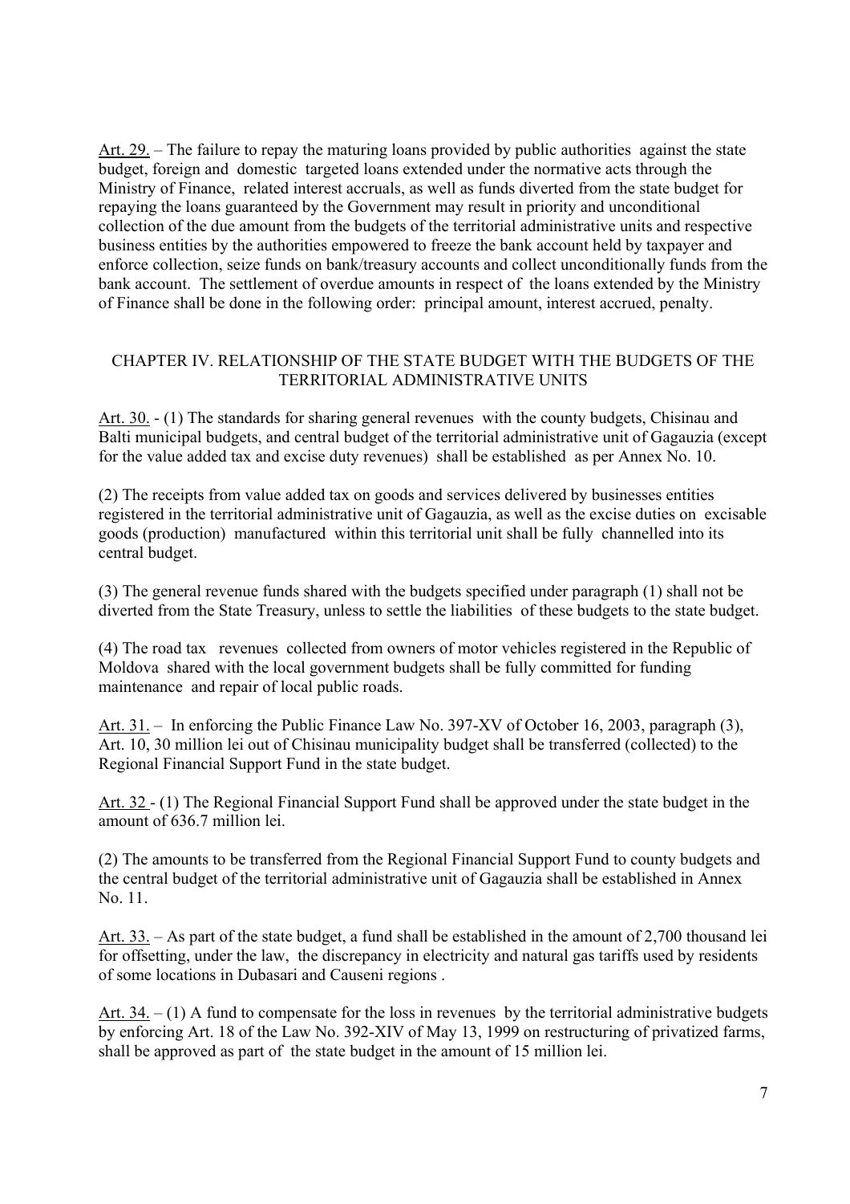Art. 29. – The failure to repay the maturing loans provided by public authorities against the state budget, foreign and domestic targeted loans extended under the normative acts through the Ministry of Finance, related interest accruals, as well as funds diverted from the state budget for repaying the loans guaranteed by the Government may result in priority and unconditional collection of the due amount from the budgets of the territorial administrative units and respective business entities by the authorities empowered to freeze the bank account held by taxpayer and enforce collection, seize funds on bank/treasury accounts and collect unconditionally funds from the bank account. The settlement of overdue amounts in respect of the loans extended by the Ministry of Finance shall be done in the following order: principal amount, interest accrued, penalty.

## CHAPTER IV. RELATIONSHIP OF THE STATE BUDGET WITH THE BUDGETS OF THE TERRITORIAL ADMINISTRATIVE UNITS

Art. 30. - (1) The standards for sharing general revenues with the county budgets, Chisinau and Balti municipal budgets, and central budget of the territorial administrative unit of Gagauzia (except for the value added tax and excise duty revenues) shall be established as per Annex No. 10.

(2) The receipts from value added tax on goods and services delivered by businesses entities registered in the territorial administrative unit of Gagauzia, as well as the excise duties on excisable goods (production) manufactured within this territorial unit shall be fully channelled into its central budget.

(3) The general revenue funds shared with the budgets specified under paragraph (1) shall not be diverted from the State Treasury, unless to settle the liabilities of these budgets to the state budget.

(4) The road tax revenues collected from owners of motor vehicles registered in the Republic of Moldova shared with the local government budgets shall be fully committed for funding maintenance and repair of local public roads.

Art. 31. – In enforcing the Public Finance Law No. 397-XV of October 16, 2003, paragraph (3), Art. 10, 30 million lei out of Chisinau municipality budget shall be transferred (collected) to the Regional Financial Support Fund in the state budget.

Art. 32 - (1) The Regional Financial Support Fund shall be approved under the state budget in the amount of 636.7 million lei.

(2) The amounts to be transferred from the Regional Financial Support Fund to county budgets and the central budget of the territorial administrative unit of Gagauzia shall be established in Annex No. 11.

Art. 33. – As part of the state budget, a fund shall be established in the amount of 2,700 thousand lei for offsetting, under the law, the discrepancy in electricity and natural gas tariffs used by residents of some locations in Dubasari and Causeni regions .

Art. 34. – (1) A fund to compensate for the loss in revenues by the territorial administrative budgets by enforcing Art. 18 of the Law No. 392-XIV of May 13, 1999 on restructuring of privatized farms, shall be approved as part of the state budget in the amount of 15 million lei.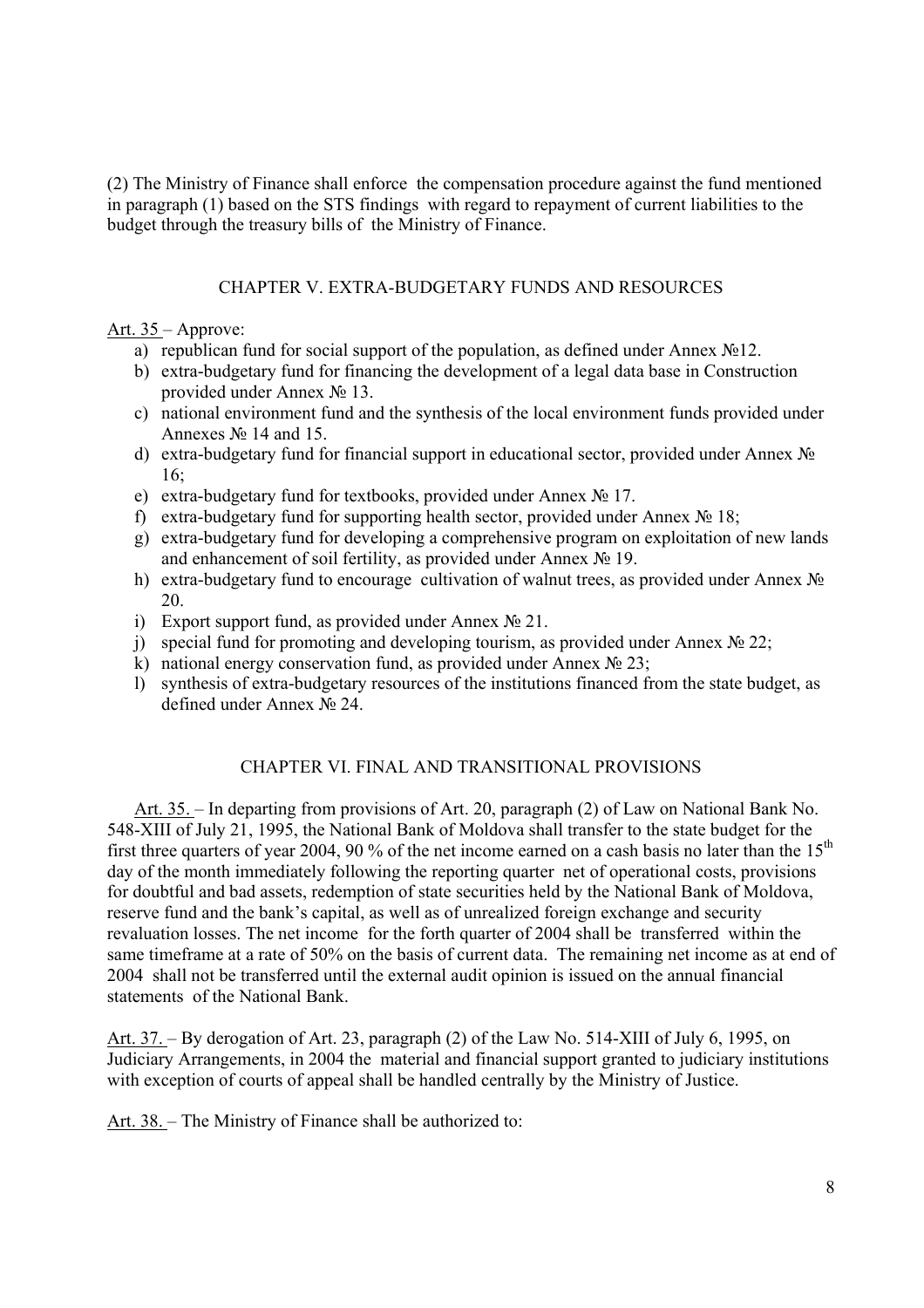(2) The Ministry of Finance shall enforce the compensation procedure against the fund mentioned in paragraph (1) based on the STS findings with regard to repayment of current liabilities to the budget through the treasury bills of the Ministry of Finance.

## CHAPTER V. EXTRA-BUDGETARY FUNDS AND RESOURCES

Art. 35 – Approve:

a) republican fund for social support of the population, as defined under Annex №12.
b) extra-budgetary fund for financing the development of a legal data base in Construction provided under Annex № 13.
c) national environment fund and the synthesis of the local environment funds provided under Annexes № 14 and 15.
d) extra-budgetary fund for financial support in educational sector, provided under Annex № 16;
e) extra-budgetary fund for textbooks, provided under Annex № 17.
f) extra-budgetary fund for supporting health sector, provided under Annex № 18;
g) extra-budgetary fund for developing a comprehensive program on exploitation of new lands and enhancement of soil fertility, as provided under Annex № 19.
h) extra-budgetary fund to encourage cultivation of walnut trees, as provided under Annex № 20.
i) Export support fund, as provided under Annex № 21.
j) special fund for promoting and developing tourism, as provided under Annex № 22;
k) national energy conservation fund, as provided under Annex № 23;
l) synthesis of extra-budgetary resources of the institutions financed from the state budget, as defined under Annex № 24.

## CHAPTER VI. FINAL AND TRANSITIONAL PROVISIONS

Art. 35. – In departing from provisions of Art. 20, paragraph (2) of Law on National Bank No. 548-XIII of July 21, 1995, the National Bank of Moldova shall transfer to the state budget for the first three quarters of year 2004, 90 % of the net income earned on a cash basis no later than the 15th day of the month immediately following the reporting quarter net of operational costs, provisions for doubtful and bad assets, redemption of state securities held by the National Bank of Moldova, reserve fund and the bank's capital, as well as of unrealized foreign exchange and security revaluation losses. The net income for the forth quarter of 2004 shall be transferred within the same timeframe at a rate of 50% on the basis of current data. The remaining net income as at end of 2004 shall not be transferred until the external audit opinion is issued on the annual financial statements of the National Bank.

Art. 37. – By derogation of Art. 23, paragraph (2) of the Law No. 514-XIII of July 6, 1995, on Judiciary Arrangements, in 2004 the material and financial support granted to judiciary institutions with exception of courts of appeal shall be handled centrally by the Ministry of Justice.

Art. 38. – The Ministry of Finance shall be authorized to: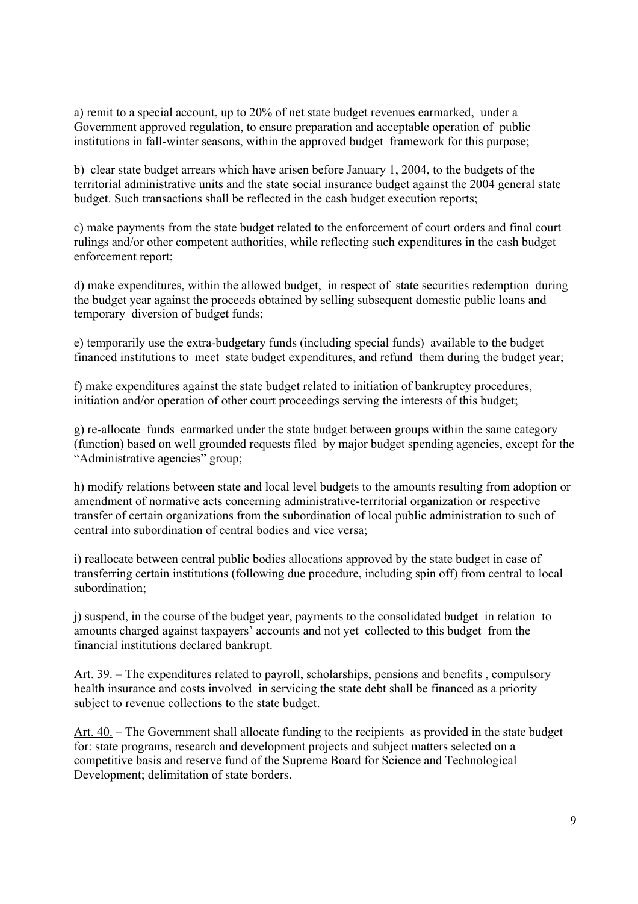a) remit to a special account, up to 20% of net state budget revenues earmarked, under a Government approved regulation, to ensure preparation and acceptable operation of public institutions in fall-winter seasons, within the approved budget framework for this purpose;

b) clear state budget arrears which have arisen before January 1, 2004, to the budgets of the territorial administrative units and the state social insurance budget against the 2004 general state budget. Such transactions shall be reflected in the cash budget execution reports;

c) make payments from the state budget related to the enforcement of court orders and final court rulings and/or other competent authorities, while reflecting such expenditures in the cash budget enforcement report;

d) make expenditures, within the allowed budget, in respect of state securities redemption during the budget year against the proceeds obtained by selling subsequent domestic public loans and temporary diversion of budget funds;

e) temporarily use the extra-budgetary funds (including special funds) available to the budget financed institutions to meet state budget expenditures, and refund them during the budget year;

f) make expenditures against the state budget related to initiation of bankruptcy procedures, initiation and/or operation of other court proceedings serving the interests of this budget;

g) re-allocate funds earmarked under the state budget between groups within the same category (function) based on well grounded requests filed by major budget spending agencies, except for the "Administrative agencies" group;

h) modify relations between state and local level budgets to the amounts resulting from adoption or amendment of normative acts concerning administrative-territorial organization or respective transfer of certain organizations from the subordination of local public administration to such of central into subordination of central bodies and vice versa;

i) reallocate between central public bodies allocations approved by the state budget in case of transferring certain institutions (following due procedure, including spin off) from central to local subordination;

j) suspend, in the course of the budget year, payments to the consolidated budget in relation to amounts charged against taxpayers' accounts and not yet collected to this budget from the financial institutions declared bankrupt.

Art. 39. – The expenditures related to payroll, scholarships, pensions and benefits , compulsory health insurance and costs involved in servicing the state debt shall be financed as a priority subject to revenue collections to the state budget.

Art. 40. – The Government shall allocate funding to the recipients as provided in the state budget for: state programs, research and development projects and subject matters selected on a competitive basis and reserve fund of the Supreme Board for Science and Technological Development; delimitation of state borders.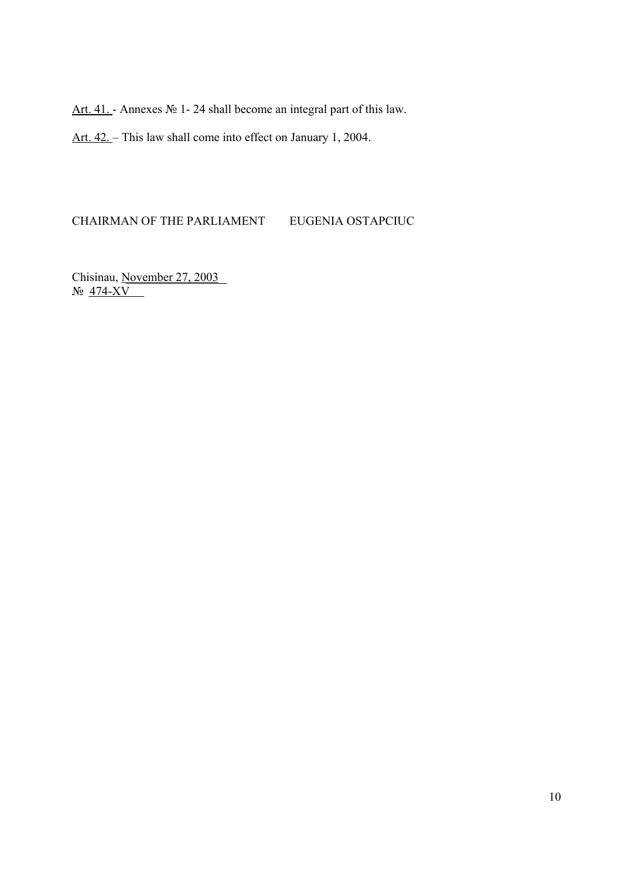Art. 41. - Annexes № 1- 24 shall become an integral part of this law.

Art. 42. – This law shall come into effect on January 1, 2004.

CHAIRMAN OF THE PARLIAMENT EUGENIA OSTAPCIUC

Chisinau, November 27, 2003
№ 474-XV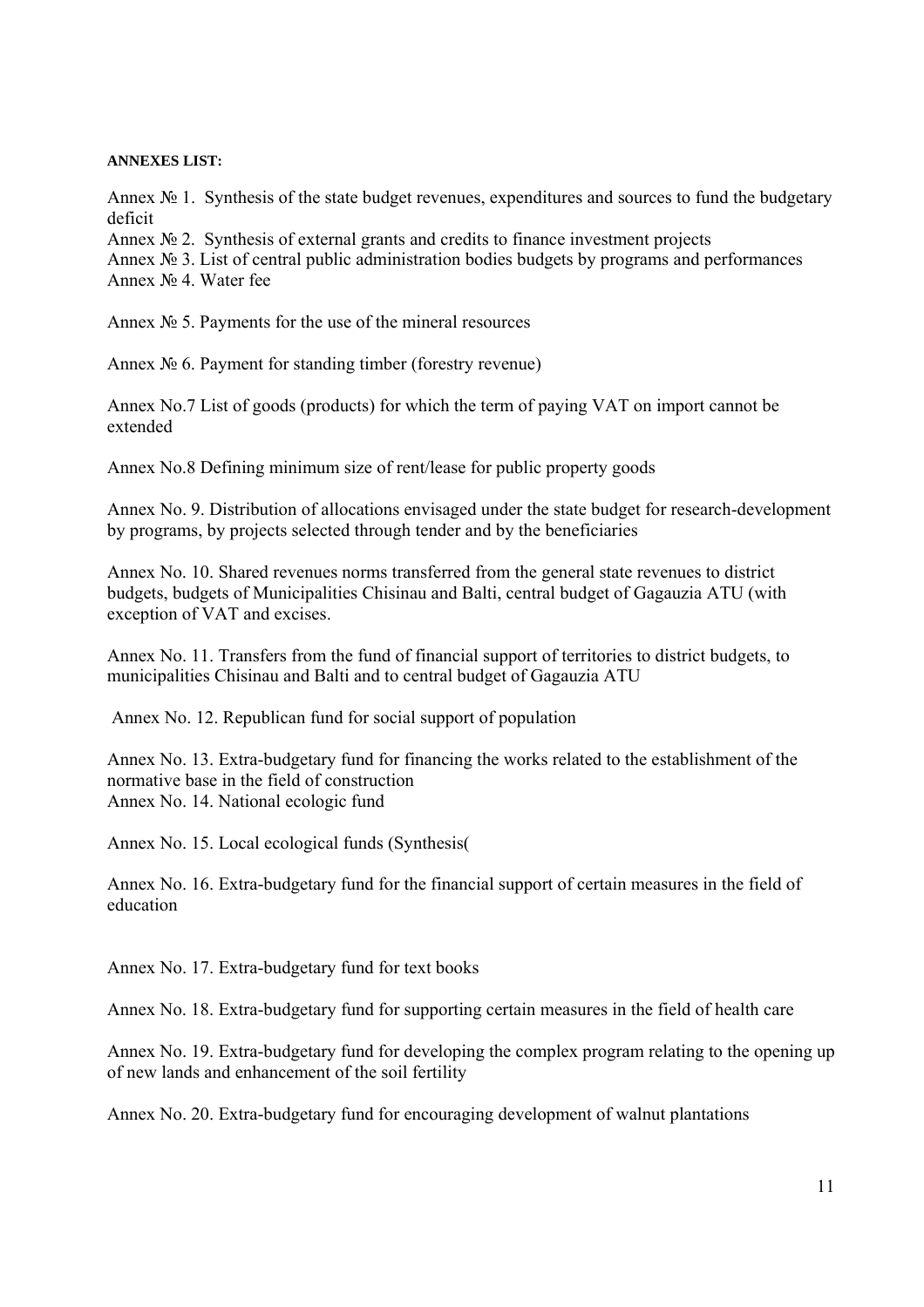**ANNEXES LIST:**

Annex № 1. Synthesis of the state budget revenues, expenditures and sources to fund the budgetary deficit

Annex № 2. Synthesis of external grants and credits to finance investment projects

Annex № 3. List of central public administration bodies budgets by programs and performances

Annex № 4. Water fee

Annex № 5. Payments for the use of the mineral resources

Annex № 6. Payment for standing timber (forestry revenue)

Annex No.7 List of goods (products) for which the term of paying VAT on import cannot be extended

Annex No.8 Defining minimum size of rent/lease for public property goods

Annex No. 9. Distribution of allocations envisaged under the state budget for research-development by programs, by projects selected through tender and by the beneficiaries

Annex No. 10. Shared revenues norms transferred from the general state revenues to district budgets, budgets of Municipalities Chisinau and Balti, central budget of Gagauzia ATU (with exception of VAT and excises.

Annex No. 11. Transfers from the fund of financial support of territories to district budgets, to municipalities Chisinau and Balti and to central budget of Gagauzia ATU

Annex No. 12. Republican fund for social support of population

Annex No. 13. Extra-budgetary fund for financing the works related to the establishment of the normative base in the field of construction

Annex No. 14. National ecologic fund

Annex No. 15. Local ecological funds (Synthesis(

Annex No. 16. Extra-budgetary fund for the financial support of certain measures in the field of education

Annex No. 17. Extra-budgetary fund for text books

Annex No. 18. Extra-budgetary fund for supporting certain measures in the field of health care

Annex No. 19. Extra-budgetary fund for developing the complex program relating to the opening up of new lands and enhancement of the soil fertility

Annex No. 20. Extra-budgetary fund for encouraging development of walnut plantations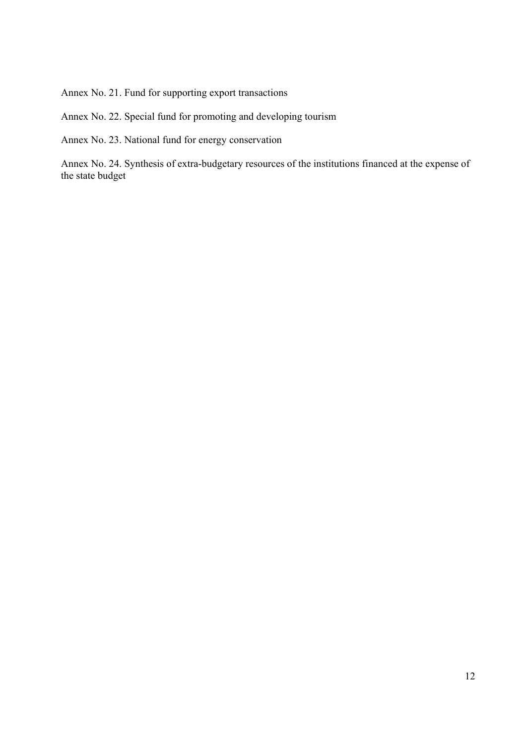Annex No. 21. Fund for supporting export transactions

Annex No. 22. Special fund for promoting and developing tourism

Annex No. 23. National fund for energy conservation

Annex No. 24. Synthesis of extra-budgetary resources of the institutions financed at the expense of the state budget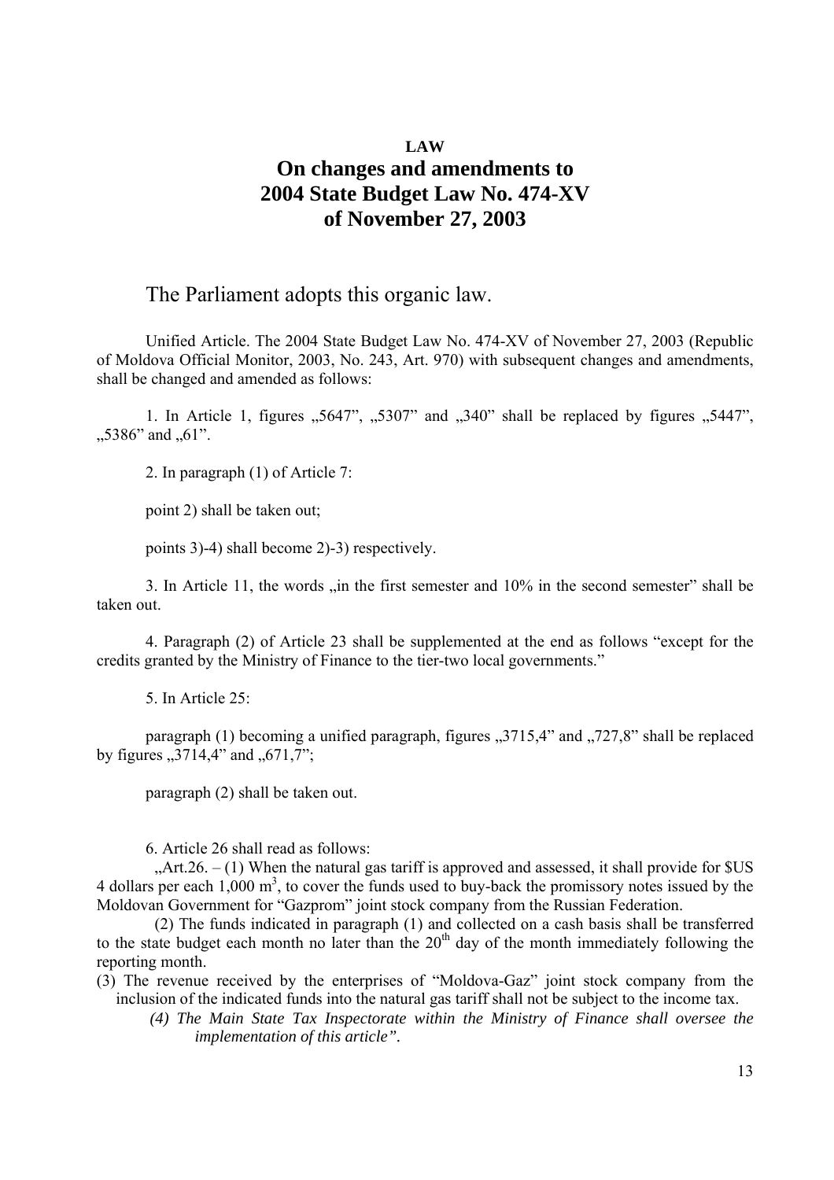**LAW**

# On changes and amendments to 2004 State Budget Law No. 474-XV of November 27, 2003

The Parliament adopts this organic law.

Unified Article. The 2004 State Budget Law No. 474-XV of November 27, 2003 (Republic of Moldova Official Monitor, 2003, No. 243, Art. 970) with subsequent changes and amendments, shall be changed and amended as follows:

1. In Article 1, figures „5647", „5307" and „340" shall be replaced by figures „5447", „5386" and „61".

2. In paragraph (1) of Article 7:

point 2) shall be taken out;

points 3)-4) shall become 2)-3) respectively.

3. In Article 11, the words „in the first semester and 10% in the second semester" shall be taken out.

4. Paragraph (2) of Article 23 shall be supplemented at the end as follows "except for the credits granted by the Ministry of Finance to the tier-two local governments."

5. In Article 25:

paragraph (1) becoming a unified paragraph, figures „3715,4" and „727,8" shall be replaced by figures „3714,4" and „671,7";

paragraph (2) shall be taken out.

6. Article 26 shall read as follows:

„Art.26. – (1) When the natural gas tariff is approved and assessed, it shall provide for $US 4 dollars per each 1,000 $m^3$, to cover the funds used to buy-back the promissory notes issued by the Moldovan Government for "Gazprom" joint stock company from the Russian Federation.

(2) The funds indicated in paragraph (1) and collected on a cash basis shall be transferred to the state budget each month no later than the 20th day of the month immediately following the reporting month.

(3) The revenue received by the enterprises of "Moldova-Gaz" joint stock company from the inclusion of the indicated funds into the natural gas tariff shall not be subject to the income tax.

*(4) The Main State Tax Inspectorate within the Ministry of Finance shall oversee the implementation of this article".*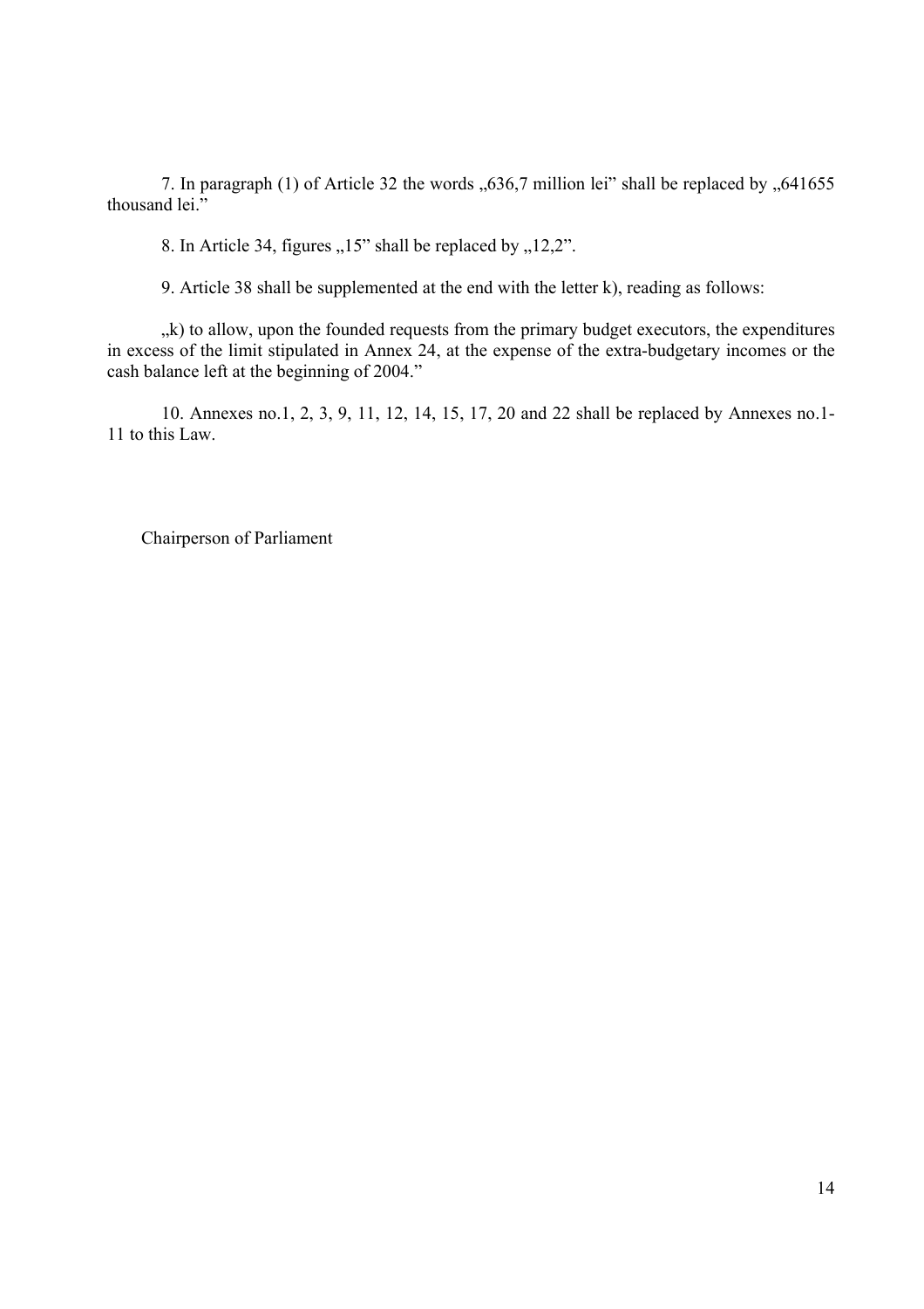7. In paragraph (1) of Article 32 the words „636,7 million lei" shall be replaced by „641655 thousand lei."

8. In Article 34, figures „15" shall be replaced by „12,2".

9. Article 38 shall be supplemented at the end with the letter k), reading as follows:

„k) to allow, upon the founded requests from the primary budget executors, the expenditures in excess of the limit stipulated in Annex 24, at the expense of the extra-budgetary incomes or the cash balance left at the beginning of 2004."

10. Annexes no.1, 2, 3, 9, 11, 12, 14, 15, 17, 20 and 22 shall be replaced by Annexes no.1-11 to this Law.

Chairperson of Parliament